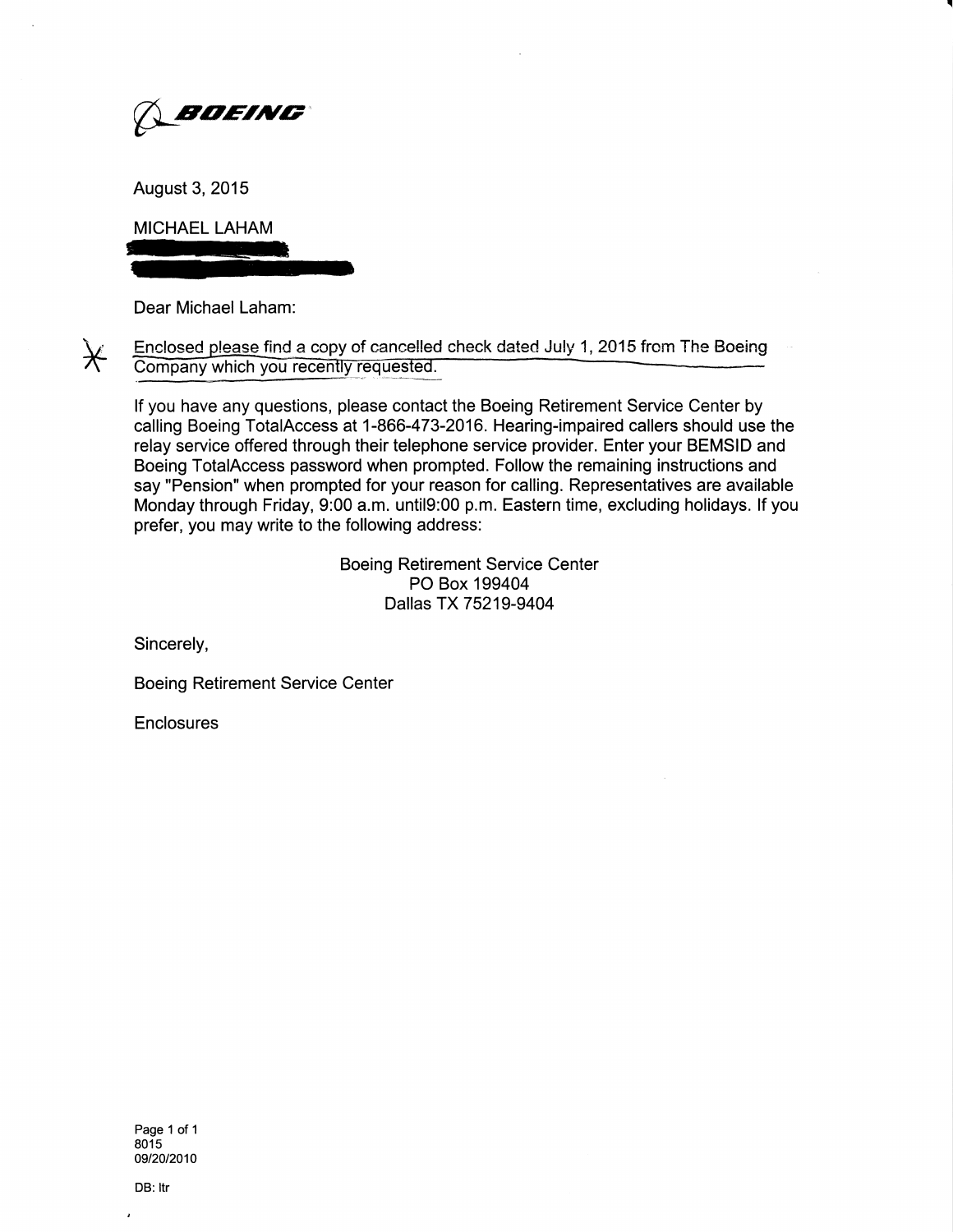BOEING

August 3, 2015

MICHAEL LAHAM

Dear Michael Laham:

Enclosed please find a copy of cancelled check dated July 1, 2015 from The Boeing Company which you recently requested.

If you have any questions, please contact the Boeing Retirement Service Center by calling Boeing TotalAccess at 1-866-473-2016. Hearing-impaired callers should use the relay service offered through their telephone service provider. Enter your BEMSID and Boeing TotalAccess password when prompted. Follow the remaining instructions and say "Pension" when prompted for your reason for calling. Representatives are available Monday through Friday, 9:00 a.m. until9:00 p.m. Eastern time, excluding holidays. If you prefer, you may write to the following address:

Boeing Retirement Service Center
PO Box 199404
Dallas TX 75219-9404

Sincerely,

Boeing Retirement Service Center

Enclosures

8015
09/20/2010

DB: ltr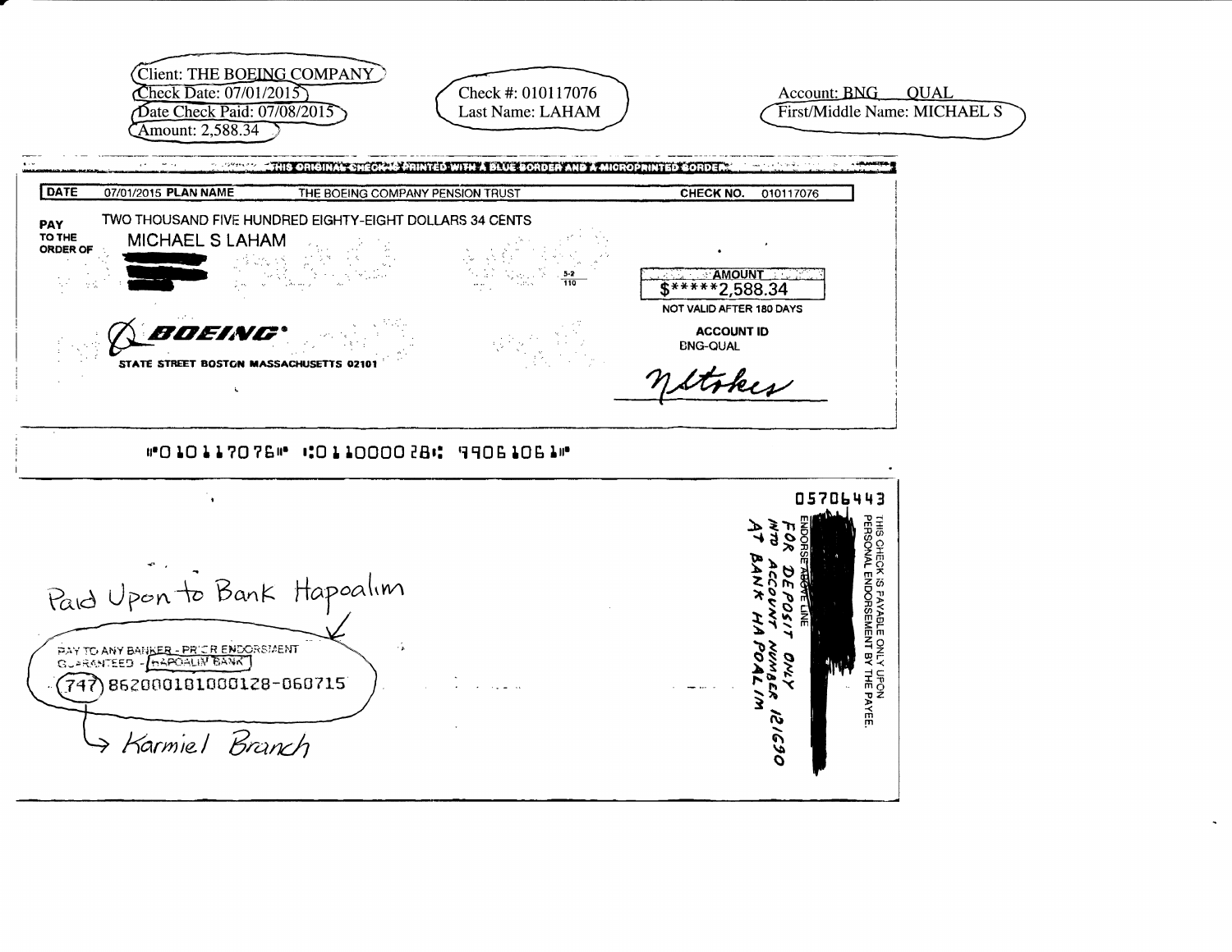Client: THE BOEING COMPANY
Check Date: 07/01/2015
Date Check Paid: 07/08/2015
Amount: 2,588.34

Check #: 010117076
Last Name: LAHAM

Account: BNG QUAL
First/Middle Name: MICHAEL S

THIS ORIGINAL CHECK IS PRINTED WITH A BLUE BORDER AND A MICROPRINTED BORDER

| DATE | 07/01/2015 | PLAN NAME | THE BOEING COMPANY PENSION TRUST | CHECK NO. | 010117076 |
|---|---|---|---|---|---|

PAY TWO THOUSAND FIVE HUNDRED EIGHTY-EIGHT DOLLARS 34 CENTS

TO THE ORDER OF MICHAEL S LAHAM

5-2
110

AMOUNT
$*****2,588.34

NOT VALID AFTER 180 DAYS

BOEING

STATE STREET BOSTON MASSACHUSETTS 02101

ACCOUNT ID
BNG-QUAL

NStokes

⑈010117076⑈ ⑆011000028⑆ 9906106 1⑈

05706443

THIS CHECK IS PAYABLE ONLY UPON PERSONAL ENDORSEMENT BY THE PAYEE.

ENDORSE ABOVE LINE

FOR DEPOSIT ONLY INTO ACCOUNT NUMBER 121690 AT BANK HAPOALIM

Paid Upon to Bank Hapoalim

PAY TO ANY BANKER - PRIOR ENDORSEMENT GUARANTEED - HAPOALIM BANK

747 862000101000128-060715

Karmiel Branch